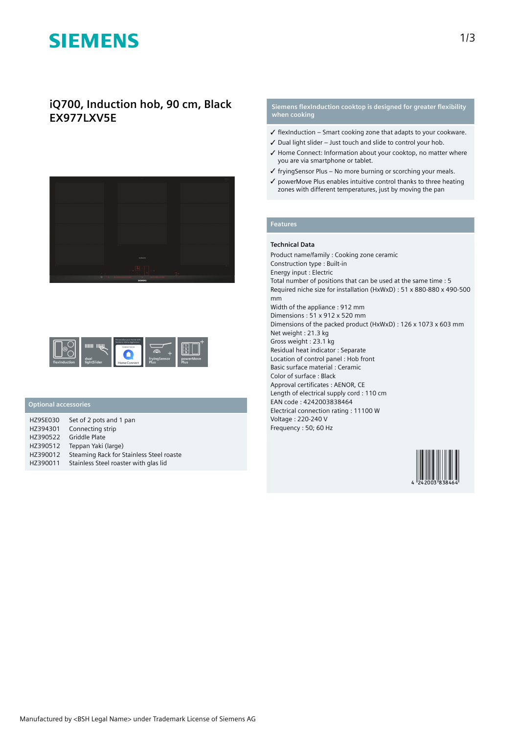# SIEMENS

## iQ700, Induction hob, 90 cm, Black
## EX977LXV5E

flexInduction | dual lightSlider | Home Connect | fryingSensor Plus | powerMove Plus

### Optional accessories

| | |
|---|---|
| HZ9SE030 | Set of 2 pots and 1 pan |
| HZ394301 | Connecting strip |
| HZ390522 | Griddle Plate |
| HZ390512 | Teppan Yaki (large) |
| HZ390012 | Steaming Rack for Stainless Steel roaste |
| HZ390011 | Stainless Steel roaster with glas lid |

### Siemens flexInduction cooktop is designed for greater flexibility when cooking

- ✓ flexInduction – Smart cooking zone that adapts to your cookware.
- ✓ Dual light slider – Just touch and slide to control your hob.
- ✓ Home Connect: Information about your cooktop, no matter where you are via smartphone or tablet.
- ✓ fryingSensor Plus – No more burning or scorching your meals.
- ✓ powerMove Plus enables intuitive control thanks to three heating zones with different temperatures, just by moving the pan

### Features

**Technical Data**

Product name/family : Cooking zone ceramic
Construction type : Built-in
Energy input : Electric
Total number of positions that can be used at the same time : 5
Required niche size for installation (HxWxD) : 51 x 880-880 x 490-500 mm
Width of the appliance : 912 mm
Dimensions : 51 x 912 x 520 mm
Dimensions of the packed product (HxWxD) : 126 x 1073 x 603 mm
Net weight : 21.3 kg
Gross weight : 23.1 kg
Residual heat indicator : Separate
Location of control panel : Hob front
Basic surface material : Ceramic
Color of surface : Black
Approval certificates : AENOR, CE
Length of electrical supply cord : 110 cm
EAN code : 4242003838464
Electrical connection rating : 11100 W
Voltage : 220-240 V
Frequency : 50; 60 Hz

4 242003 838464

Manufactured by <BSH Legal Name> under Trademark License of Siemens AG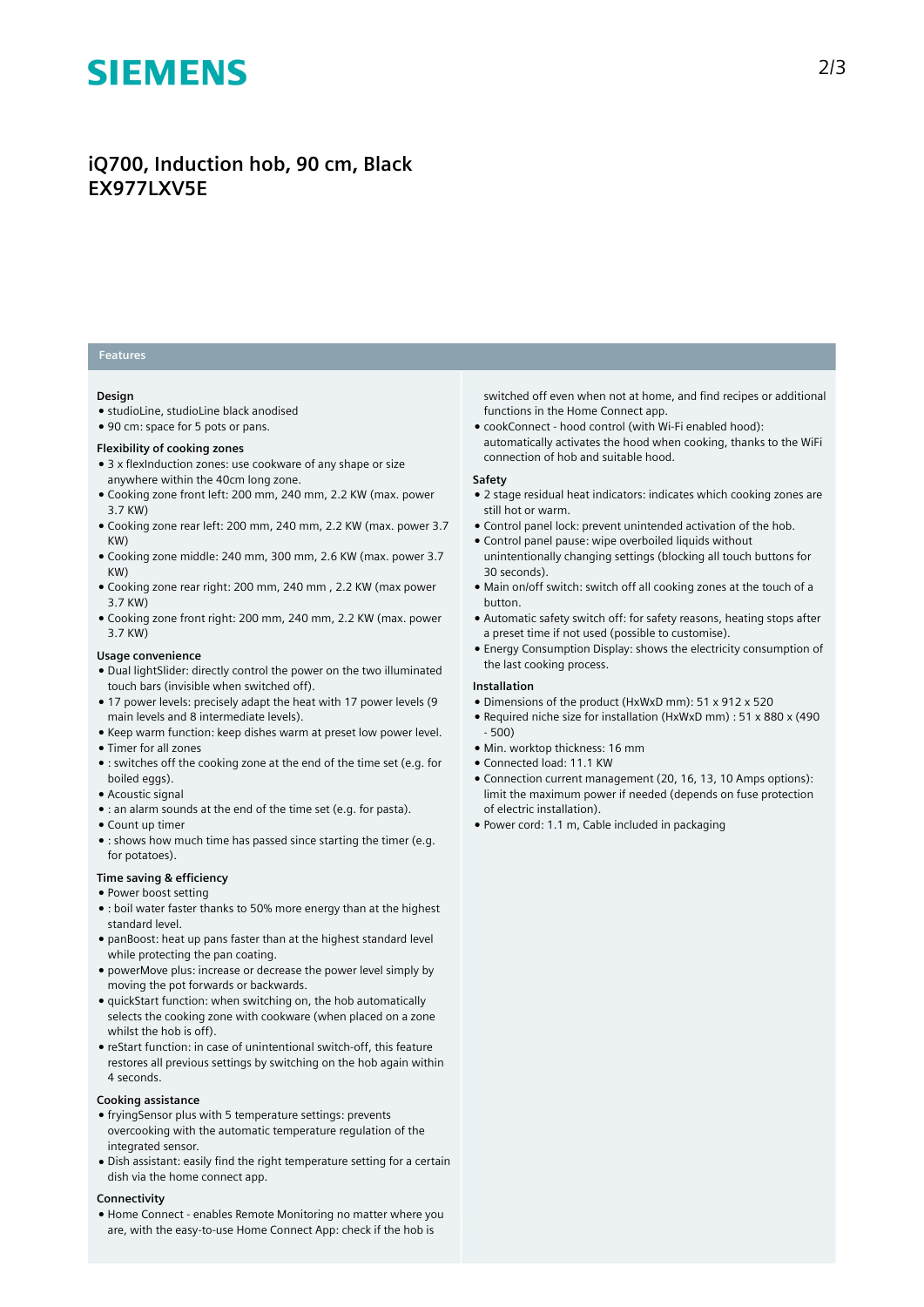# iQ700, Induction hob, 90 cm, Black
# EX977LXV5E

## Features

### Design

- studioLine, studioLine black anodised
- 90 cm: space for 5 pots or pans.

### Flexibility of cooking zones

- 3 x flexInduction zones: use cookware of any shape or size anywhere within the 40cm long zone.
- Cooking zone front left: 200 mm, 240 mm, 2.2 KW (max. power 3.7 KW)
- Cooking zone rear left: 200 mm, 240 mm, 2.2 KW (max. power 3.7 KW)
- Cooking zone middle: 240 mm, 300 mm, 2.6 KW (max. power 3.7 KW)
- Cooking zone rear right: 200 mm, 240 mm , 2.2 KW (max power 3.7 KW)
- Cooking zone front right: 200 mm, 240 mm, 2.2 KW (max. power 3.7 KW)

### Usage convenience

- Dual lightSlider: directly control the power on the two illuminated touch bars (invisible when switched off).
- 17 power levels: precisely adapt the heat with 17 power levels (9 main levels and 8 intermediate levels).
- Keep warm function: keep dishes warm at preset low power level.
- Timer for all zones
- : switches off the cooking zone at the end of the time set (e.g. for boiled eggs).
- Acoustic signal
- : an alarm sounds at the end of the time set (e.g. for pasta).
- Count up timer
- : shows how much time has passed since starting the timer (e.g. for potatoes).

### Time saving & efficiency

- Power boost setting
- : boil water faster thanks to 50% more energy than at the highest standard level.
- panBoost: heat up pans faster than at the highest standard level while protecting the pan coating.
- powerMove plus: increase or decrease the power level simply by moving the pot forwards or backwards.
- quickStart function: when switching on, the hob automatically selects the cooking zone with cookware (when placed on a zone whilst the hob is off).
- reStart function: in case of unintentional switch-off, this feature restores all previous settings by switching on the hob again within 4 seconds.

### Cooking assistance

- fryingSensor plus with 5 temperature settings: prevents overcooking with the automatic temperature regulation of the integrated sensor.
- Dish assistant: easily find the right temperature setting for a certain dish via the home connect app.

### Connectivity

- Home Connect - enables Remote Monitoring no matter where you are, with the easy-to-use Home Connect App: check if the hob is switched off even when not at home, and find recipes or additional functions in the Home Connect app.
- cookConnect - hood control (with Wi-Fi enabled hood): automatically activates the hood when cooking, thanks to the WiFi connection of hob and suitable hood.

### Safety

- 2 stage residual heat indicators: indicates which cooking zones are still hot or warm.
- Control panel lock: prevent unintended activation of the hob.
- Control panel pause: wipe overboiled liquids without unintentionally changing settings (blocking all touch buttons for 30 seconds).
- Main on/off switch: switch off all cooking zones at the touch of a button.
- Automatic safety switch off: for safety reasons, heating stops after a preset time if not used (possible to customise).
- Energy Consumption Display: shows the electricity consumption of the last cooking process.

### Installation

- Dimensions of the product (HxWxD mm): 51 x 912 x 520
- Required niche size for installation (HxWxD mm) : 51 x 880 x (490 - 500)
- Min. worktop thickness: 16 mm
- Connected load: 11.1 KW
- Connection current management (20, 16, 13, 10 Amps options): limit the maximum power if needed (depends on fuse protection of electric installation).
- Power cord: 1.1 m, Cable included in packaging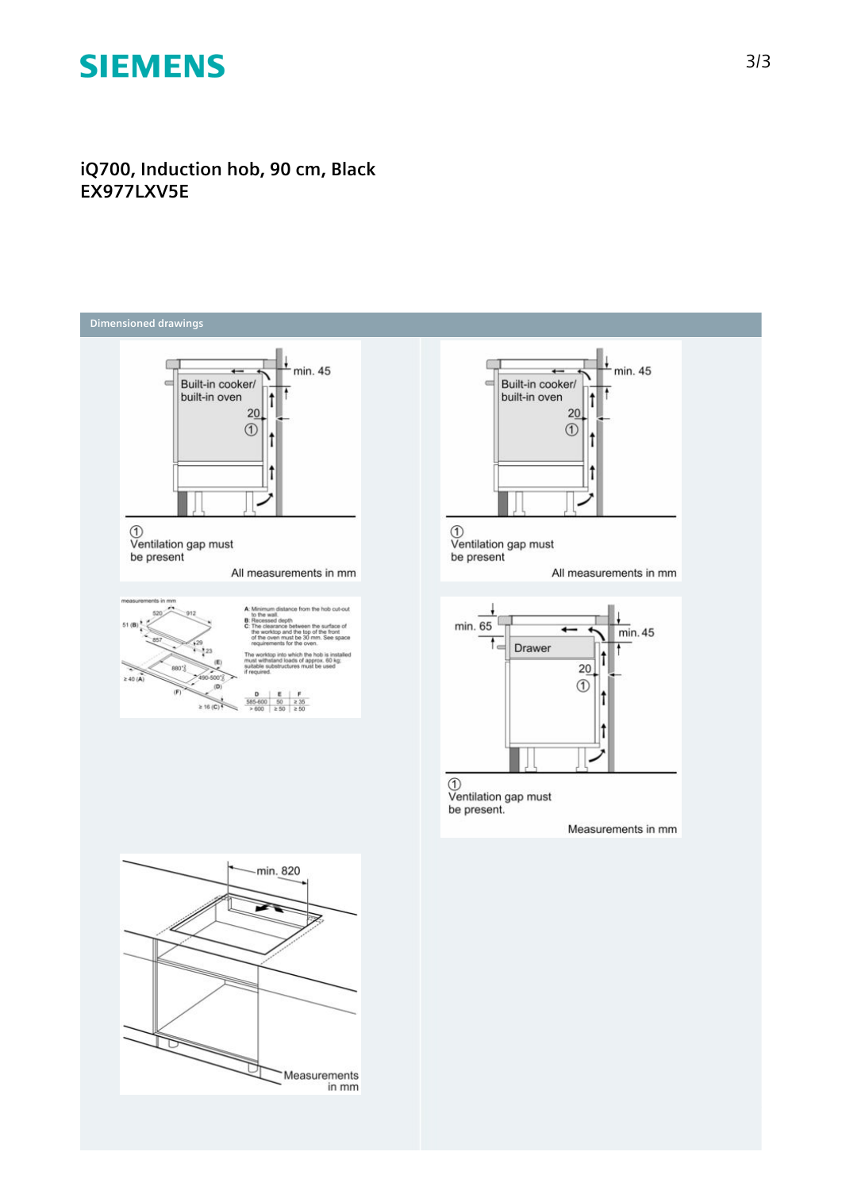## iQ700, Induction hob, 90 cm, Black
## EX977LXV5E

### Dimensioned drawings

min. 45

Built-in cooker/ built-in oven

20

①

① Ventilation gap must be present

All measurements in mm

min. 45

Built-in cooker/ built-in oven

20

①

① Ventilation gap must be present

All measurements in mm

measurements in mm

520

912

51 (B)

857

29

23

(E)

880

490-500

(D)

≥ 40 (A)

(F)

≥ 16 (C)

A: Minimum distance from the hob cut-out to the wall.
B: Recessed depth
C: The clearance between the surface of the worktop and the top of the front of the oven must be 30 mm. See space requirements for the oven.

The worktop into which the hob is installed must withstand loads of approx. 60 kg; suitable substructures must be used if required.

| D | E | F |
|---|---|---|
| 585-600 | 50 | ≥ 35 |
| > 600 | ≥ 50 | ≥ 50 |

min. 65

Drawer

min. 45

20

①

① Ventilation gap must be present.

Measurements in mm

min. 820

Measurements in mm